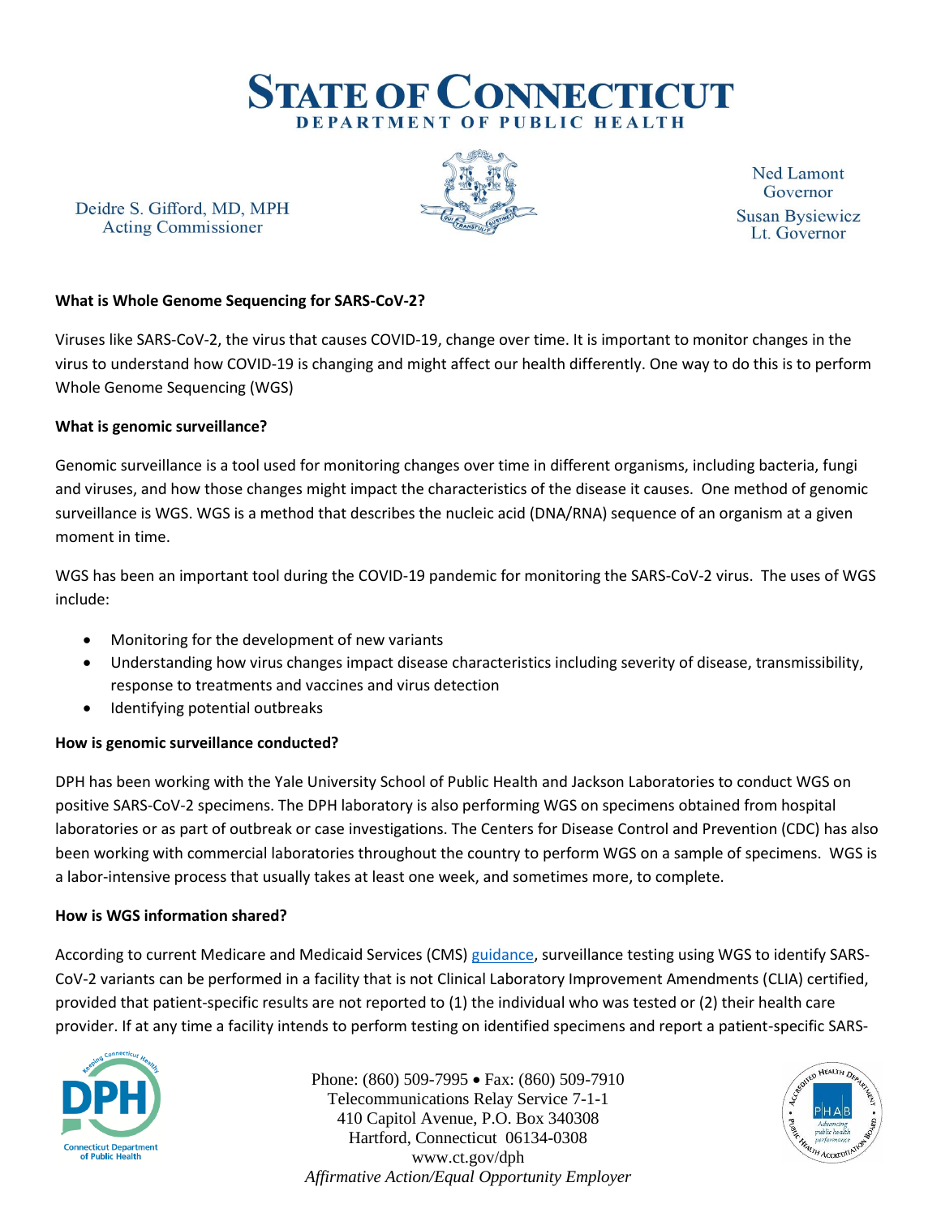# STATE OF CONNECTICUT

DEPARTMENT OF PUBLIC HEALTH

Deidre S. Gifford, MD, MPH
Acting Commissioner

Ned Lamont
Governor

Susan Bysiewicz
Lt. Governor

**What is Whole Genome Sequencing for SARS-CoV-2?**

Viruses like SARS-CoV-2, the virus that causes COVID-19, change over time. It is important to monitor changes in the virus to understand how COVID-19 is changing and might affect our health differently. One way to do this is to perform Whole Genome Sequencing (WGS)

**What is genomic surveillance?**

Genomic surveillance is a tool used for monitoring changes over time in different organisms, including bacteria, fungi and viruses, and how those changes might impact the characteristics of the disease it causes. One method of genomic surveillance is WGS. WGS is a method that describes the nucleic acid (DNA/RNA) sequence of an organism at a given moment in time.

WGS has been an important tool during the COVID-19 pandemic for monitoring the SARS-CoV-2 virus. The uses of WGS include:

- Monitoring for the development of new variants
- Understanding how virus changes impact disease characteristics including severity of disease, transmissibility, response to treatments and vaccines and virus detection
- Identifying potential outbreaks

**How is genomic surveillance conducted?**

DPH has been working with the Yale University School of Public Health and Jackson Laboratories to conduct WGS on positive SARS-CoV-2 specimens. The DPH laboratory is also performing WGS on specimens obtained from hospital laboratories or as part of outbreak or case investigations. The Centers for Disease Control and Prevention (CDC) has also been working with commercial laboratories throughout the country to perform WGS on a sample of specimens. WGS is a labor-intensive process that usually takes at least one week, and sometimes more, to complete.

**How is WGS information shared?**

According to current Medicare and Medicaid Services (CMS) guidance, surveillance testing using WGS to identify SARS-CoV-2 variants can be performed in a facility that is not Clinical Laboratory Improvement Amendments (CLIA) certified, provided that patient-specific results are not reported to (1) the individual who was tested or (2) their health care provider. If at any time a facility intends to perform testing on identified specimens and report a patient-specific SARS-

Phone: (860) 509-7995 • Fax: (860) 509-7910
Telecommunications Relay Service 7-1-1
410 Capitol Avenue, P.O. Box 340308
Hartford, Connecticut 06134-0308
www.ct.gov/dph
*Affirmative Action/Equal Opportunity Employer*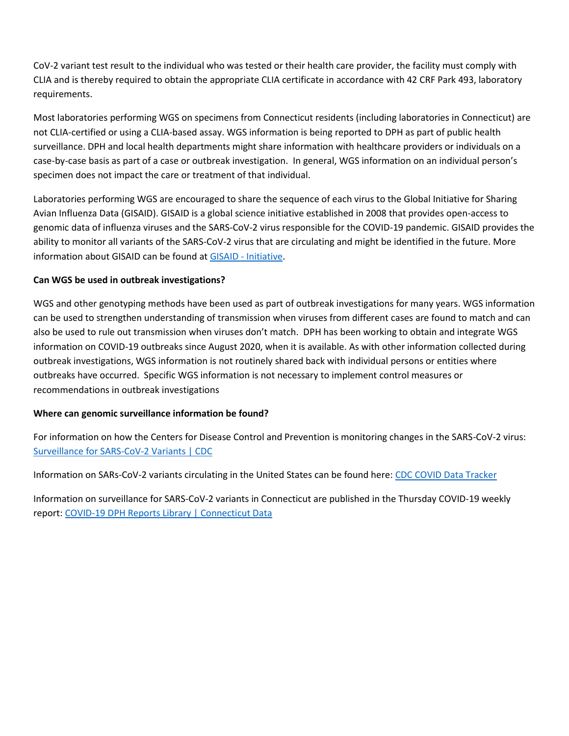CoV-2 variant test result to the individual who was tested or their health care provider, the facility must comply with CLIA and is thereby required to obtain the appropriate CLIA certificate in accordance with 42 CRF Park 493, laboratory requirements.

Most laboratories performing WGS on specimens from Connecticut residents (including laboratories in Connecticut) are not CLIA-certified or using a CLIA-based assay. WGS information is being reported to DPH as part of public health surveillance. DPH and local health departments might share information with healthcare providers or individuals on a case-by-case basis as part of a case or outbreak investigation. In general, WGS information on an individual person's specimen does not impact the care or treatment of that individual.

Laboratories performing WGS are encouraged to share the sequence of each virus to the Global Initiative for Sharing Avian Influenza Data (GISAID). GISAID is a global science initiative established in 2008 that provides open-access to genomic data of influenza viruses and the SARS-CoV-2 virus responsible for the COVID-19 pandemic. GISAID provides the ability to monitor all variants of the SARS-CoV-2 virus that are circulating and might be identified in the future. More information about GISAID can be found at GISAID - Initiative.

**Can WGS be used in outbreak investigations?**

WGS and other genotyping methods have been used as part of outbreak investigations for many years. WGS information can be used to strengthen understanding of transmission when viruses from different cases are found to match and can also be used to rule out transmission when viruses don't match. DPH has been working to obtain and integrate WGS information on COVID-19 outbreaks since August 2020, when it is available. As with other information collected during outbreak investigations, WGS information is not routinely shared back with individual persons or entities where outbreaks have occurred. Specific WGS information is not necessary to implement control measures or recommendations in outbreak investigations

**Where can genomic surveillance information be found?**

For information on how the Centers for Disease Control and Prevention is monitoring changes in the SARS-CoV-2 virus: Surveillance for SARS-CoV-2 Variants | CDC

Information on SARs-CoV-2 variants circulating in the United States can be found here: CDC COVID Data Tracker

Information on surveillance for SARS-CoV-2 variants in Connecticut are published in the Thursday COVID-19 weekly report: COVID-19 DPH Reports Library | Connecticut Data